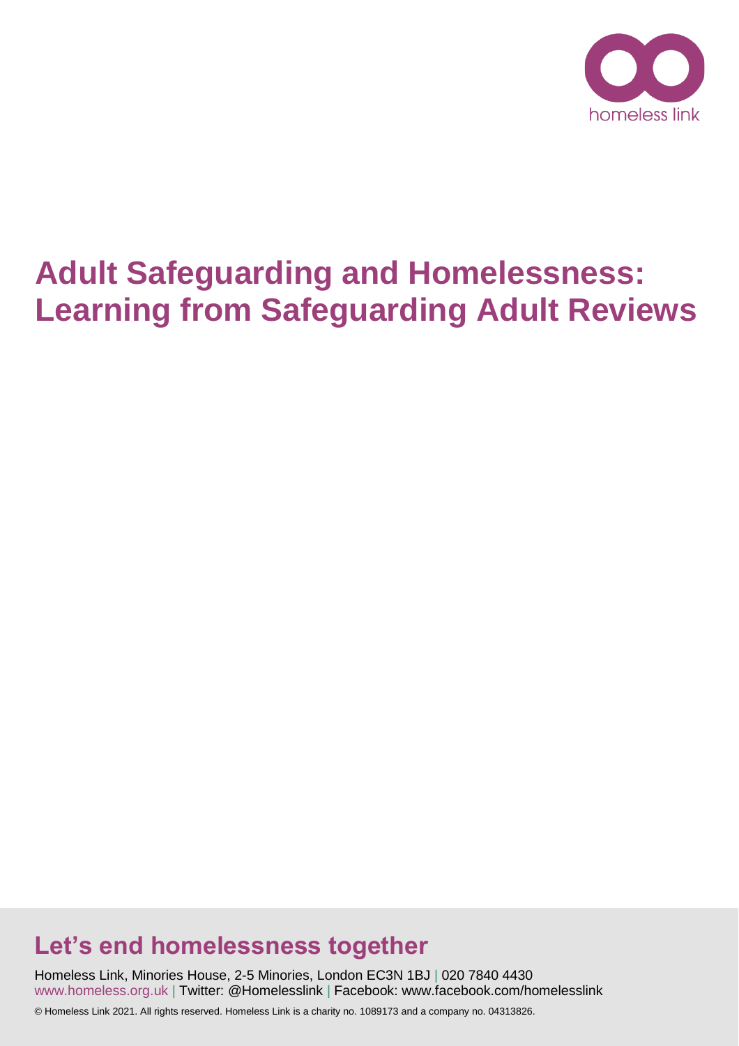homeless link

# Adult Safeguarding and Homelessness: Learning from Safeguarding Adult Reviews

## Let's end homelessness together

Homeless Link, Minories House, 2-5 Minories, London EC3N 1BJ | 020 7840 4430
www.homeless.org.uk | Twitter: @Homelesslink | Facebook: www.facebook.com/homelesslink

© Homeless Link 2021. All rights reserved. Homeless Link is a charity no. 1089173 and a company no. 04313826.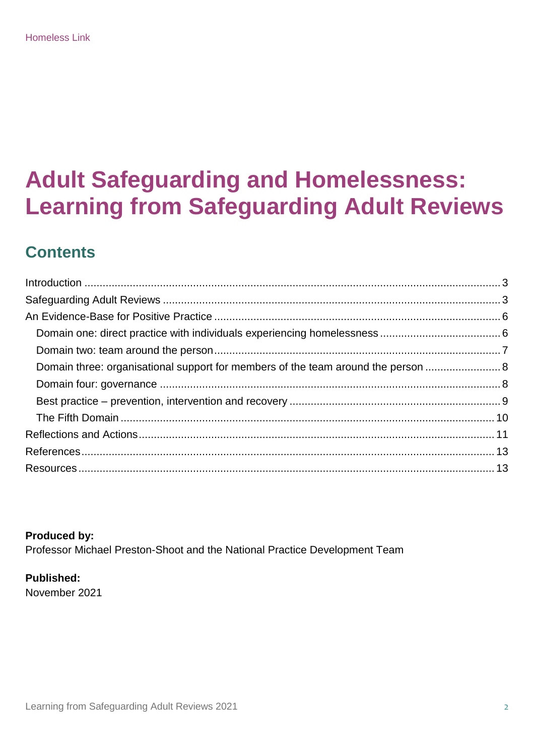# Adult Safeguarding and Homelessness: Learning from Safeguarding Adult Reviews

## Contents

- Introduction ..... 3
- Safeguarding Adult Reviews ..... 3
- An Evidence-Base for Positive Practice ..... 6
  - Domain one: direct practice with individuals experiencing homelessness ..... 6
  - Domain two: team around the person ..... 7
  - Domain three: organisational support for members of the team around the person ..... 8
  - Domain four: governance ..... 8
  - Best practice – prevention, intervention and recovery ..... 9
  - The Fifth Domain ..... 10
- Reflections and Actions ..... 11
- References ..... 13
- Resources ..... 13

**Produced by:**
Professor Michael Preston-Shoot and the National Practice Development Team

**Published:**
November 2021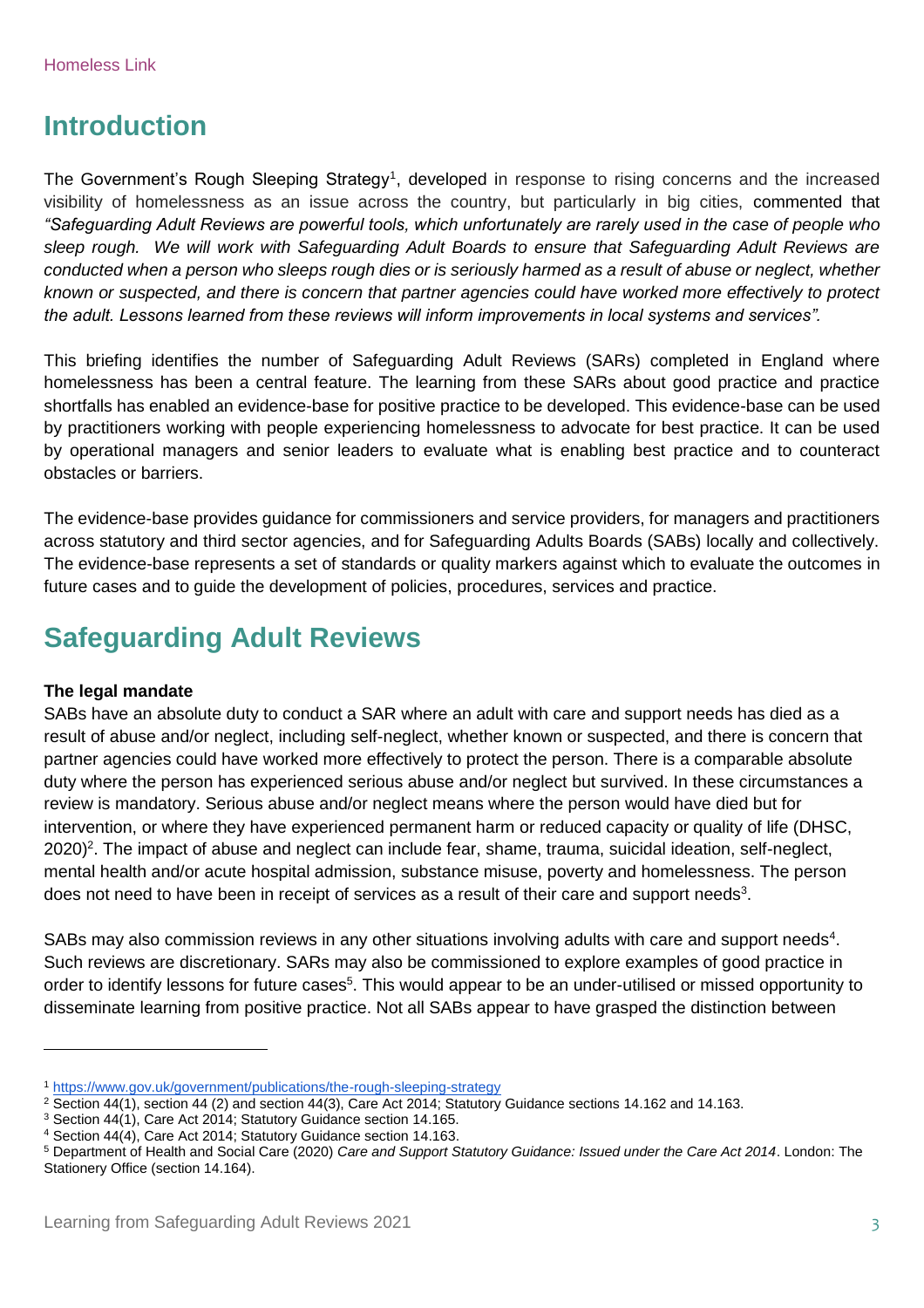# Introduction

The Government's Rough Sleeping Strategy[1], developed in response to rising concerns and the increased visibility of homelessness as an issue across the country, but particularly in big cities, commented that *"Safeguarding Adult Reviews are powerful tools, which unfortunately are rarely used in the case of people who sleep rough. We will work with Safeguarding Adult Boards to ensure that Safeguarding Adult Reviews are conducted when a person who sleeps rough dies or is seriously harmed as a result of abuse or neglect, whether known or suspected, and there is concern that partner agencies could have worked more effectively to protect the adult. Lessons learned from these reviews will inform improvements in local systems and services".*

This briefing identifies the number of Safeguarding Adult Reviews (SARs) completed in England where homelessness has been a central feature. The learning from these SARs about good practice and practice shortfalls has enabled an evidence-base for positive practice to be developed. This evidence-base can be used by practitioners working with people experiencing homelessness to advocate for best practice. It can be used by operational managers and senior leaders to evaluate what is enabling best practice and to counteract obstacles or barriers.

The evidence-base provides guidance for commissioners and service providers, for managers and practitioners across statutory and third sector agencies, and for Safeguarding Adults Boards (SABs) locally and collectively. The evidence-base represents a set of standards or quality markers against which to evaluate the outcomes in future cases and to guide the development of policies, procedures, services and practice.

# Safeguarding Adult Reviews

**The legal mandate**

SABs have an absolute duty to conduct a SAR where an adult with care and support needs has died as a result of abuse and/or neglect, including self-neglect, whether known or suspected, and there is concern that partner agencies could have worked more effectively to protect the person. There is a comparable absolute duty where the person has experienced serious abuse and/or neglect but survived. In these circumstances a review is mandatory. Serious abuse and/or neglect means where the person would have died but for intervention, or where they have experienced permanent harm or reduced capacity or quality of life (DHSC, 2020)[2]. The impact of abuse and neglect can include fear, shame, trauma, suicidal ideation, self-neglect, mental health and/or acute hospital admission, substance misuse, poverty and homelessness. The person does not need to have been in receipt of services as a result of their care and support needs[3].

SABs may also commission reviews in any other situations involving adults with care and support needs[4]. Such reviews are discretionary. SARs may also be commissioned to explore examples of good practice in order to identify lessons for future cases[5]. This would appear to be an under-utilised or missed opportunity to disseminate learning from positive practice. Not all SABs appear to have grasped the distinction between

---

[1] https://www.gov.uk/government/publications/the-rough-sleeping-strategy

[2] Section 44(1), section 44 (2) and section 44(3), Care Act 2014; Statutory Guidance sections 14.162 and 14.163.

[3] Section 44(1), Care Act 2014; Statutory Guidance section 14.165.

[4] Section 44(4), Care Act 2014; Statutory Guidance section 14.163.

[5] Department of Health and Social Care (2020) *Care and Support Statutory Guidance: Issued under the Care Act 2014*. London: The Stationery Office (section 14.164).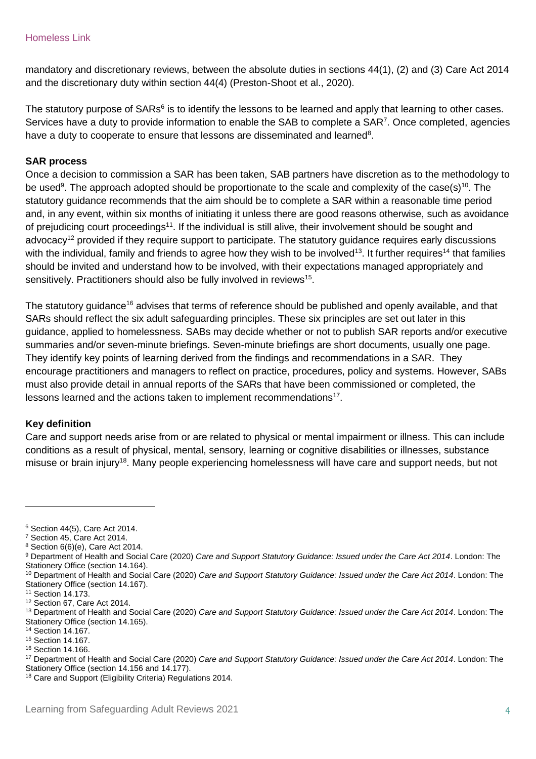mandatory and discretionary reviews, between the absolute duties in sections 44(1), (2) and (3) Care Act 2014 and the discretionary duty within section 44(4) (Preston-Shoot et al., 2020).

The statutory purpose of SARs[6] is to identify the lessons to be learned and apply that learning to other cases. Services have a duty to provide information to enable the SAB to complete a SAR[7]. Once completed, agencies have a duty to cooperate to ensure that lessons are disseminated and learned[8].

**SAR process**

Once a decision to commission a SAR has been taken, SAB partners have discretion as to the methodology to be used[9]. The approach adopted should be proportionate to the scale and complexity of the case(s)[10]. The statutory guidance recommends that the aim should be to complete a SAR within a reasonable time period and, in any event, within six months of initiating it unless there are good reasons otherwise, such as avoidance of prejudicing court proceedings[11]. If the individual is still alive, their involvement should be sought and advocacy[12] provided if they require support to participate. The statutory guidance requires early discussions with the individual, family and friends to agree how they wish to be involved[13]. It further requires[14] that families should be invited and understand how to be involved, with their expectations managed appropriately and sensitively. Practitioners should also be fully involved in reviews[15].

The statutory guidance[16] advises that terms of reference should be published and openly available, and that SARs should reflect the six adult safeguarding principles. These six principles are set out later in this guidance, applied to homelessness. SABs may decide whether or not to publish SAR reports and/or executive summaries and/or seven-minute briefings. Seven-minute briefings are short documents, usually one page. They identify key points of learning derived from the findings and recommendations in a SAR. They encourage practitioners and managers to reflect on practice, procedures, policy and systems. However, SABs must also provide detail in annual reports of the SARs that have been commissioned or completed, the lessons learned and the actions taken to implement recommendations[17].

**Key definition**

Care and support needs arise from or are related to physical or mental impairment or illness. This can include conditions as a result of physical, mental, sensory, learning or cognitive disabilities or illnesses, substance misuse or brain injury[18]. Many people experiencing homelessness will have care and support needs, but not

---

[6] Section 44(5), Care Act 2014.

[7] Section 45, Care Act 2014.

[8] Section 6(6)(e), Care Act 2014.

[9] Department of Health and Social Care (2020) *Care and Support Statutory Guidance: Issued under the Care Act 2014*. London: The Stationery Office (section 14.164).

[10] Department of Health and Social Care (2020) *Care and Support Statutory Guidance: Issued under the Care Act 2014*. London: The Stationery Office (section 14.167).

[11] Section 14.173.

[12] Section 67, Care Act 2014.

[13] Department of Health and Social Care (2020) *Care and Support Statutory Guidance: Issued under the Care Act 2014*. London: The Stationery Office (section 14.165).

[14] Section 14.167.

[15] Section 14.167.

[16] Section 14.166.

[17] Department of Health and Social Care (2020) *Care and Support Statutory Guidance: Issued under the Care Act 2014*. London: The Stationery Office (section 14.156 and 14.177).

[18] Care and Support (Eligibility Criteria) Regulations 2014.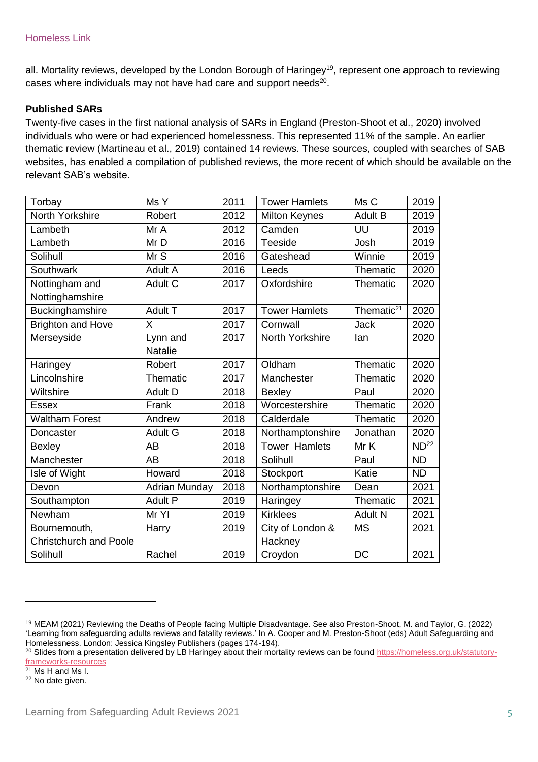all. Mortality reviews, developed by the London Borough of Haringey[19], represent one approach to reviewing cases where individuals may not have had care and support needs[20].

**Published SARs**

Twenty-five cases in the first national analysis of SARs in England (Preston-Shoot et al., 2020) involved individuals who were or had experienced homelessness. This represented 11% of the sample. An earlier thematic review (Martineau et al., 2019) contained 14 reviews. These sources, coupled with searches of SAB websites, has enabled a compilation of published reviews, the more recent of which should be available on the relevant SAB's website.

| | | | | | |
|---|---|---|---|---|---|
| Torbay | Ms Y | 2011 | Tower Hamlets | Ms C | 2019 |
| North Yorkshire | Robert | 2012 | Milton Keynes | Adult B | 2019 |
| Lambeth | Mr A | 2012 | Camden | UU | 2019 |
| Lambeth | Mr D | 2016 | Teeside | Josh | 2019 |
| Solihull | Mr S | 2016 | Gateshead | Winnie | 2019 |
| Southwark | Adult A | 2016 | Leeds | Thematic | 2020 |
| Nottingham and Nottinghamshire | Adult C | 2017 | Oxfordshire | Thematic | 2020 |
| Buckinghamshire | Adult T | 2017 | Tower Hamlets | Thematic[21] | 2020 |
| Brighton and Hove | X | 2017 | Cornwall | Jack | 2020 |
| Merseyside | Lynn and Natalie | 2017 | North Yorkshire | Ian | 2020 |
| Haringey | Robert | 2017 | Oldham | Thematic | 2020 |
| Lincolnshire | Thematic | 2017 | Manchester | Thematic | 2020 |
| Wiltshire | Adult D | 2018 | Bexley | Paul | 2020 |
| Essex | Frank | 2018 | Worcestershire | Thematic | 2020 |
| Waltham Forest | Andrew | 2018 | Calderdale | Thematic | 2020 |
| Doncaster | Adult G | 2018 | Northamptonshire | Jonathan | 2020 |
| Bexley | AB | 2018 | Tower Hamlets | Mr K | ND[22] |
| Manchester | AB | 2018 | Solihull | Paul | ND |
| Isle of Wight | Howard | 2018 | Stockport | Katie | ND |
| Devon | Adrian Munday | 2018 | Northamptonshire | Dean | 2021 |
| Southampton | Adult P | 2019 | Haringey | Thematic | 2021 |
| Newham | Mr YI | 2019 | Kirklees | Adult N | 2021 |
| Bournemouth, Christchurch and Poole | Harry | 2019 | City of London & Hackney | MS | 2021 |
| Solihull | Rachel | 2019 | Croydon | DC | 2021 |

---

[19] MEAM (2021) Reviewing the Deaths of People facing Multiple Disadvantage. See also Preston-Shoot, M. and Taylor, G. (2022) 'Learning from safeguarding adults reviews and fatality reviews.' In A. Cooper and M. Preston-Shoot (eds) Adult Safeguarding and Homelessness. London: Jessica Kingsley Publishers (pages 174-194).

[20] Slides from a presentation delivered by LB Haringey about their mortality reviews can be found https://homeless.org.uk/statutory-frameworks-resources

[21] Ms H and Ms I.

[22] No date given.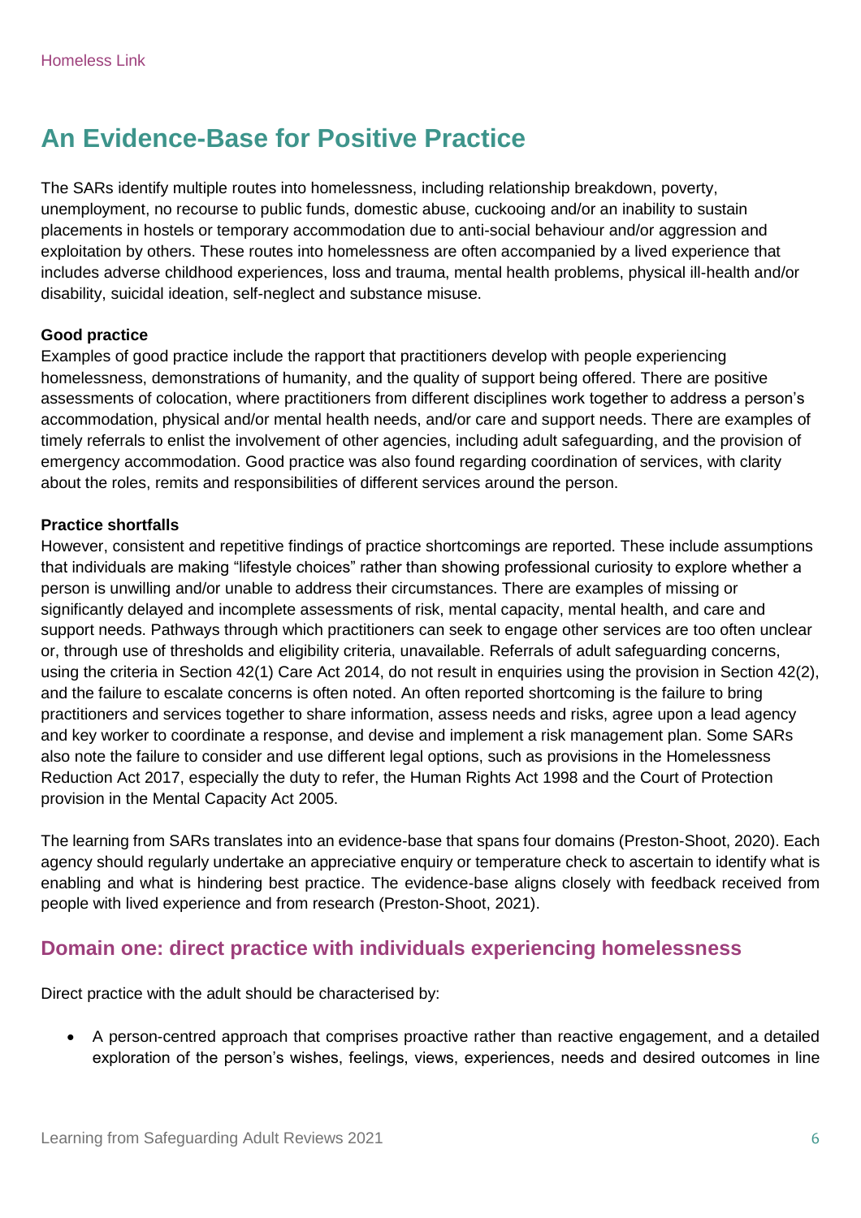## An Evidence-Base for Positive Practice

The SARs identify multiple routes into homelessness, including relationship breakdown, poverty, unemployment, no recourse to public funds, domestic abuse, cuckooing and/or an inability to sustain placements in hostels or temporary accommodation due to anti-social behaviour and/or aggression and exploitation by others. These routes into homelessness are often accompanied by a lived experience that includes adverse childhood experiences, loss and trauma, mental health problems, physical ill-health and/or disability, suicidal ideation, self-neglect and substance misuse.

**Good practice**

Examples of good practice include the rapport that practitioners develop with people experiencing homelessness, demonstrations of humanity, and the quality of support being offered. There are positive assessments of colocation, where practitioners from different disciplines work together to address a person's accommodation, physical and/or mental health needs, and/or care and support needs. There are examples of timely referrals to enlist the involvement of other agencies, including adult safeguarding, and the provision of emergency accommodation. Good practice was also found regarding coordination of services, with clarity about the roles, remits and responsibilities of different services around the person.

**Practice shortfalls**

However, consistent and repetitive findings of practice shortcomings are reported. These include assumptions that individuals are making "lifestyle choices" rather than showing professional curiosity to explore whether a person is unwilling and/or unable to address their circumstances. There are examples of missing or significantly delayed and incomplete assessments of risk, mental capacity, mental health, and care and support needs. Pathways through which practitioners can seek to engage other services are too often unclear or, through use of thresholds and eligibility criteria, unavailable. Referrals of adult safeguarding concerns, using the criteria in Section 42(1) Care Act 2014, do not result in enquiries using the provision in Section 42(2), and the failure to escalate concerns is often noted. An often reported shortcoming is the failure to bring practitioners and services together to share information, assess needs and risks, agree upon a lead agency and key worker to coordinate a response, and devise and implement a risk management plan. Some SARs also note the failure to consider and use different legal options, such as provisions in the Homelessness Reduction Act 2017, especially the duty to refer, the Human Rights Act 1998 and the Court of Protection provision in the Mental Capacity Act 2005.

The learning from SARs translates into an evidence-base that spans four domains (Preston-Shoot, 2020). Each agency should regularly undertake an appreciative enquiry or temperature check to ascertain to identify what is enabling and what is hindering best practice. The evidence-base aligns closely with feedback received from people with lived experience and from research (Preston-Shoot, 2021).

### Domain one: direct practice with individuals experiencing homelessness

Direct practice with the adult should be characterised by:

- A person-centred approach that comprises proactive rather than reactive engagement, and a detailed exploration of the person's wishes, feelings, views, experiences, needs and desired outcomes in line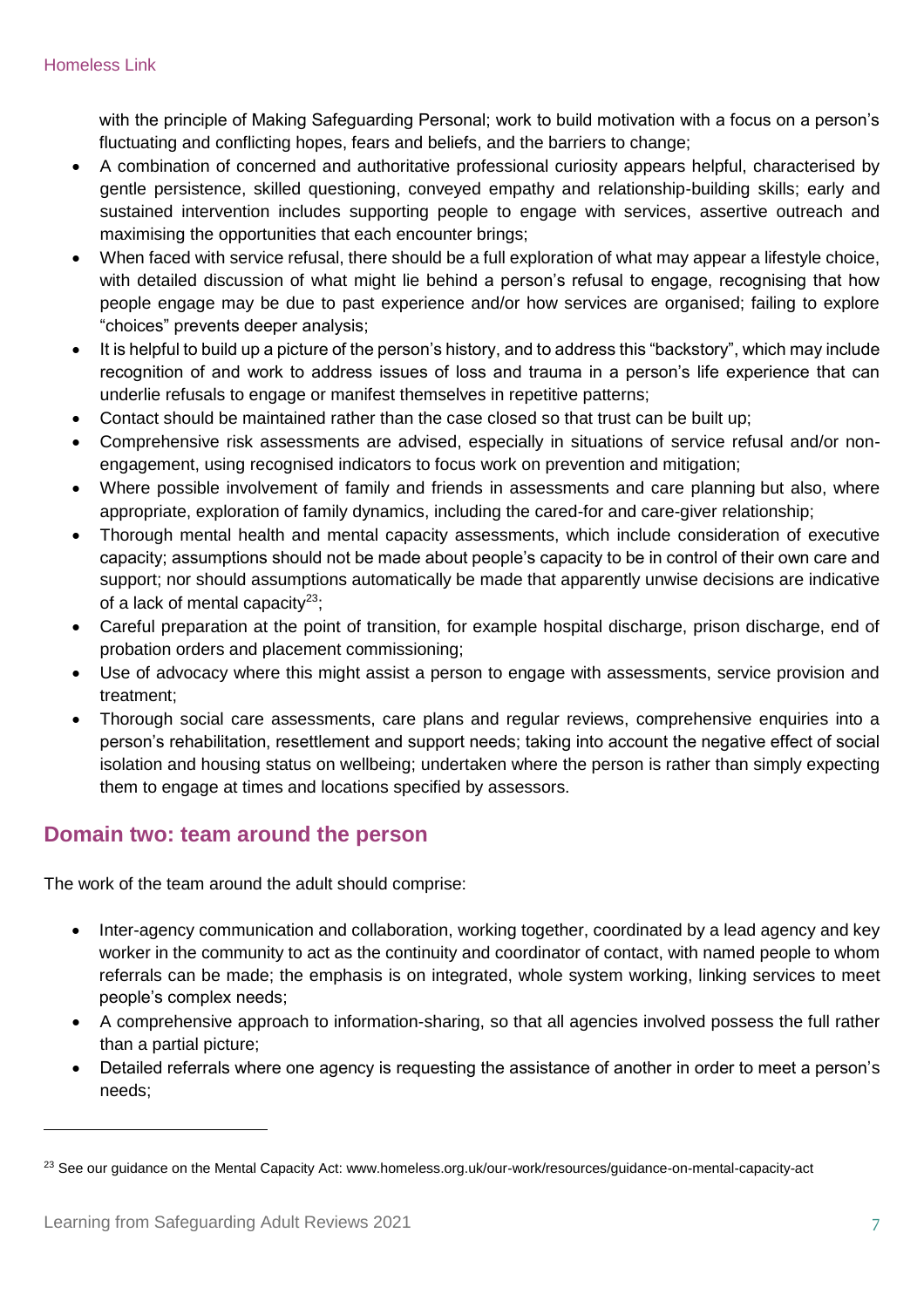with the principle of Making Safeguarding Personal; work to build motivation with a focus on a person's fluctuating and conflicting hopes, fears and beliefs, and the barriers to change;

- A combination of concerned and authoritative professional curiosity appears helpful, characterised by gentle persistence, skilled questioning, conveyed empathy and relationship-building skills; early and sustained intervention includes supporting people to engage with services, assertive outreach and maximising the opportunities that each encounter brings;
- When faced with service refusal, there should be a full exploration of what may appear a lifestyle choice, with detailed discussion of what might lie behind a person's refusal to engage, recognising that how people engage may be due to past experience and/or how services are organised; failing to explore "choices" prevents deeper analysis;
- It is helpful to build up a picture of the person's history, and to address this "backstory", which may include recognition of and work to address issues of loss and trauma in a person's life experience that can underlie refusals to engage or manifest themselves in repetitive patterns;
- Contact should be maintained rather than the case closed so that trust can be built up;
- Comprehensive risk assessments are advised, especially in situations of service refusal and/or non-engagement, using recognised indicators to focus work on prevention and mitigation;
- Where possible involvement of family and friends in assessments and care planning but also, where appropriate, exploration of family dynamics, including the cared-for and care-giver relationship;
- Thorough mental health and mental capacity assessments, which include consideration of executive capacity; assumptions should not be made about people's capacity to be in control of their own care and support; nor should assumptions automatically be made that apparently unwise decisions are indicative of a lack of mental capacity[23];
- Careful preparation at the point of transition, for example hospital discharge, prison discharge, end of probation orders and placement commissioning;
- Use of advocacy where this might assist a person to engage with assessments, service provision and treatment;
- Thorough social care assessments, care plans and regular reviews, comprehensive enquiries into a person's rehabilitation, resettlement and support needs; taking into account the negative effect of social isolation and housing status on wellbeing; undertaken where the person is rather than simply expecting them to engage at times and locations specified by assessors.

## Domain two: team around the person

The work of the team around the adult should comprise:

- Inter-agency communication and collaboration, working together, coordinated by a lead agency and key worker in the community to act as the continuity and coordinator of contact, with named people to whom referrals can be made; the emphasis is on integrated, whole system working, linking services to meet people's complex needs;
- A comprehensive approach to information-sharing, so that all agencies involved possess the full rather than a partial picture;
- Detailed referrals where one agency is requesting the assistance of another in order to meet a person's needs;

[23] See our guidance on the Mental Capacity Act: www.homeless.org.uk/our-work/resources/guidance-on-mental-capacity-act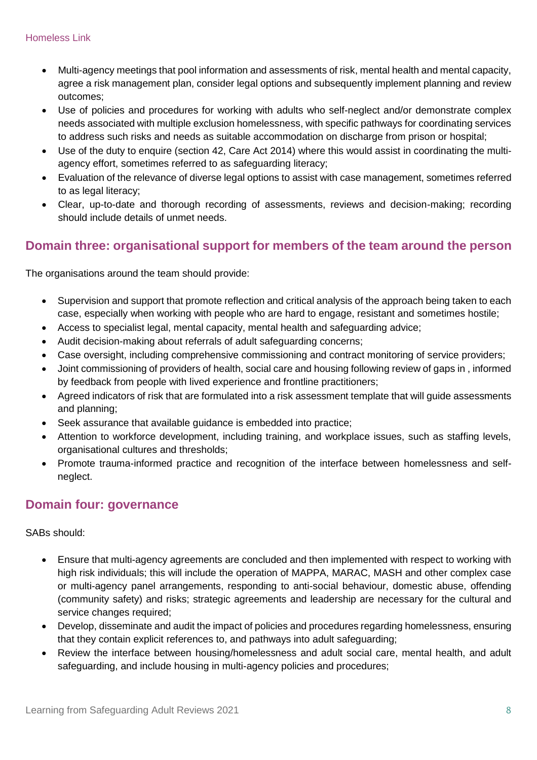- Multi-agency meetings that pool information and assessments of risk, mental health and mental capacity, agree a risk management plan, consider legal options and subsequently implement planning and review outcomes;
- Use of policies and procedures for working with adults who self-neglect and/or demonstrate complex needs associated with multiple exclusion homelessness, with specific pathways for coordinating services to address such risks and needs as suitable accommodation on discharge from prison or hospital;
- Use of the duty to enquire (section 42, Care Act 2014) where this would assist in coordinating the multi-agency effort, sometimes referred to as safeguarding literacy;
- Evaluation of the relevance of diverse legal options to assist with case management, sometimes referred to as legal literacy;
- Clear, up-to-date and thorough recording of assessments, reviews and decision-making; recording should include details of unmet needs.

## Domain three: organisational support for members of the team around the person

The organisations around the team should provide:

- Supervision and support that promote reflection and critical analysis of the approach being taken to each case, especially when working with people who are hard to engage, resistant and sometimes hostile;
- Access to specialist legal, mental capacity, mental health and safeguarding advice;
- Audit decision-making about referrals of adult safeguarding concerns;
- Case oversight, including comprehensive commissioning and contract monitoring of service providers;
- Joint commissioning of providers of health, social care and housing following review of gaps in , informed by feedback from people with lived experience and frontline practitioners;
- Agreed indicators of risk that are formulated into a risk assessment template that will guide assessments and planning;
- Seek assurance that available guidance is embedded into practice;
- Attention to workforce development, including training, and workplace issues, such as staffing levels, organisational cultures and thresholds;
- Promote trauma-informed practice and recognition of the interface between homelessness and self-neglect.

## Domain four: governance

SABs should:

- Ensure that multi-agency agreements are concluded and then implemented with respect to working with high risk individuals; this will include the operation of MAPPA, MARAC, MASH and other complex case or multi-agency panel arrangements, responding to anti-social behaviour, domestic abuse, offending (community safety) and risks; strategic agreements and leadership are necessary for the cultural and service changes required;
- Develop, disseminate and audit the impact of policies and procedures regarding homelessness, ensuring that they contain explicit references to, and pathways into adult safeguarding;
- Review the interface between housing/homelessness and adult social care, mental health, and adult safeguarding, and include housing in multi-agency policies and procedures;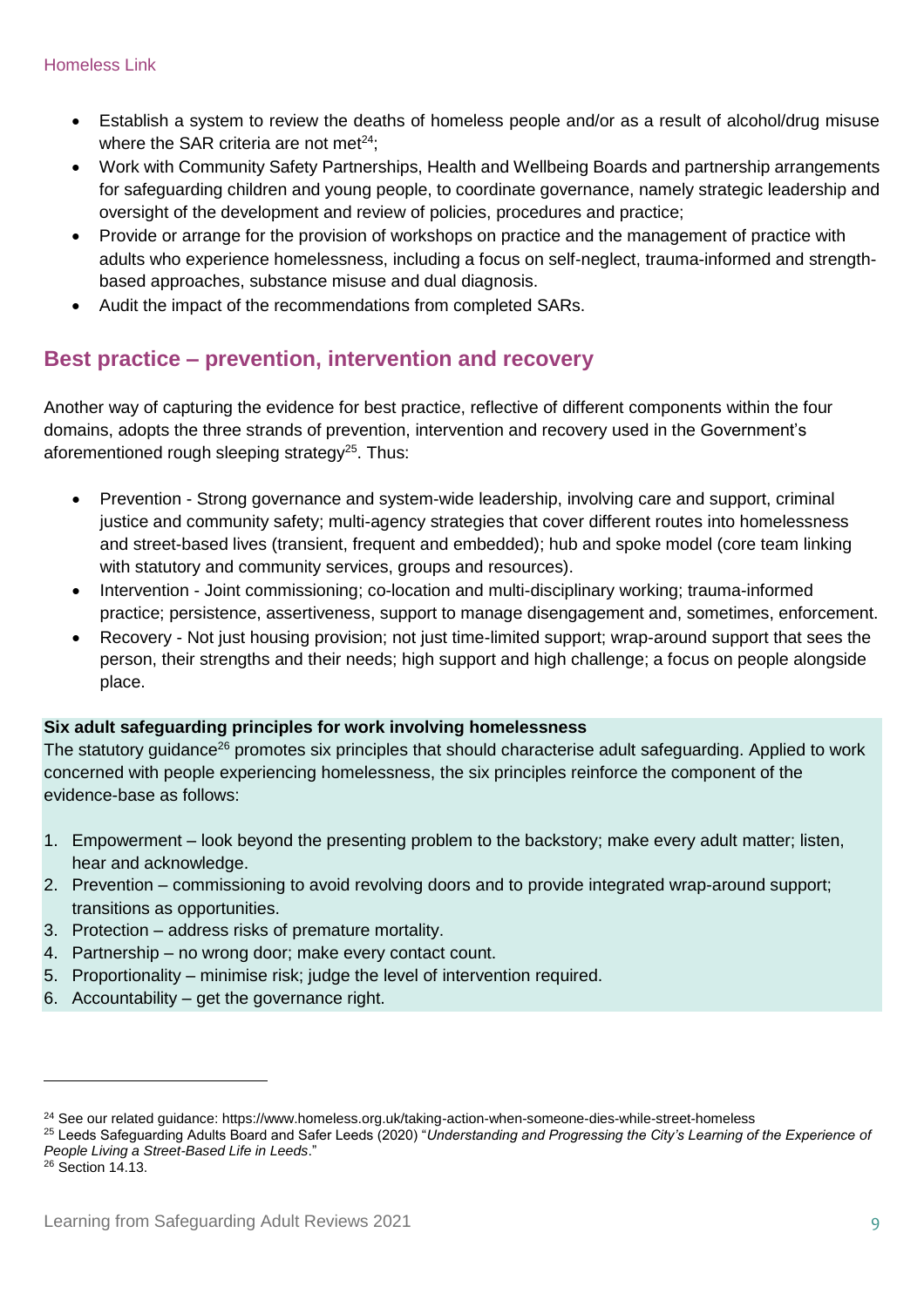- Establish a system to review the deaths of homeless people and/or as a result of alcohol/drug misuse where the SAR criteria are not met[24];
- Work with Community Safety Partnerships, Health and Wellbeing Boards and partnership arrangements for safeguarding children and young people, to coordinate governance, namely strategic leadership and oversight of the development and review of policies, procedures and practice;
- Provide or arrange for the provision of workshops on practice and the management of practice with adults who experience homelessness, including a focus on self-neglect, trauma-informed and strength-based approaches, substance misuse and dual diagnosis.
- Audit the impact of the recommendations from completed SARs.

## Best practice – prevention, intervention and recovery

Another way of capturing the evidence for best practice, reflective of different components within the four domains, adopts the three strands of prevention, intervention and recovery used in the Government's aforementioned rough sleeping strategy[25]. Thus:

- Prevention - Strong governance and system-wide leadership, involving care and support, criminal justice and community safety; multi-agency strategies that cover different routes into homelessness and street-based lives (transient, frequent and embedded); hub and spoke model (core team linking with statutory and community services, groups and resources).
- Intervention - Joint commissioning; co-location and multi-disciplinary working; trauma-informed practice; persistence, assertiveness, support to manage disengagement and, sometimes, enforcement.
- Recovery - Not just housing provision; not just time-limited support; wrap-around support that sees the person, their strengths and their needs; high support and high challenge; a focus on people alongside place.

**Six adult safeguarding principles for work involving homelessness**

The statutory guidance[26] promotes six principles that should characterise adult safeguarding. Applied to work concerned with people experiencing homelessness, the six principles reinforce the component of the evidence-base as follows:

1. Empowerment – look beyond the presenting problem to the backstory; make every adult matter; listen, hear and acknowledge.
2. Prevention – commissioning to avoid revolving doors and to provide integrated wrap-around support; transitions as opportunities.
3. Protection – address risks of premature mortality.
4. Partnership – no wrong door; make every contact count.
5. Proportionality – minimise risk; judge the level of intervention required.
6. Accountability – get the governance right.

---

[24] See our related guidance: https://www.homeless.org.uk/taking-action-when-someone-dies-while-street-homeless

[25] Leeds Safeguarding Adults Board and Safer Leeds (2020) "*Understanding and Progressing the City's Learning of the Experience of People Living a Street-Based Life in Leeds*."

[26] Section 14.13.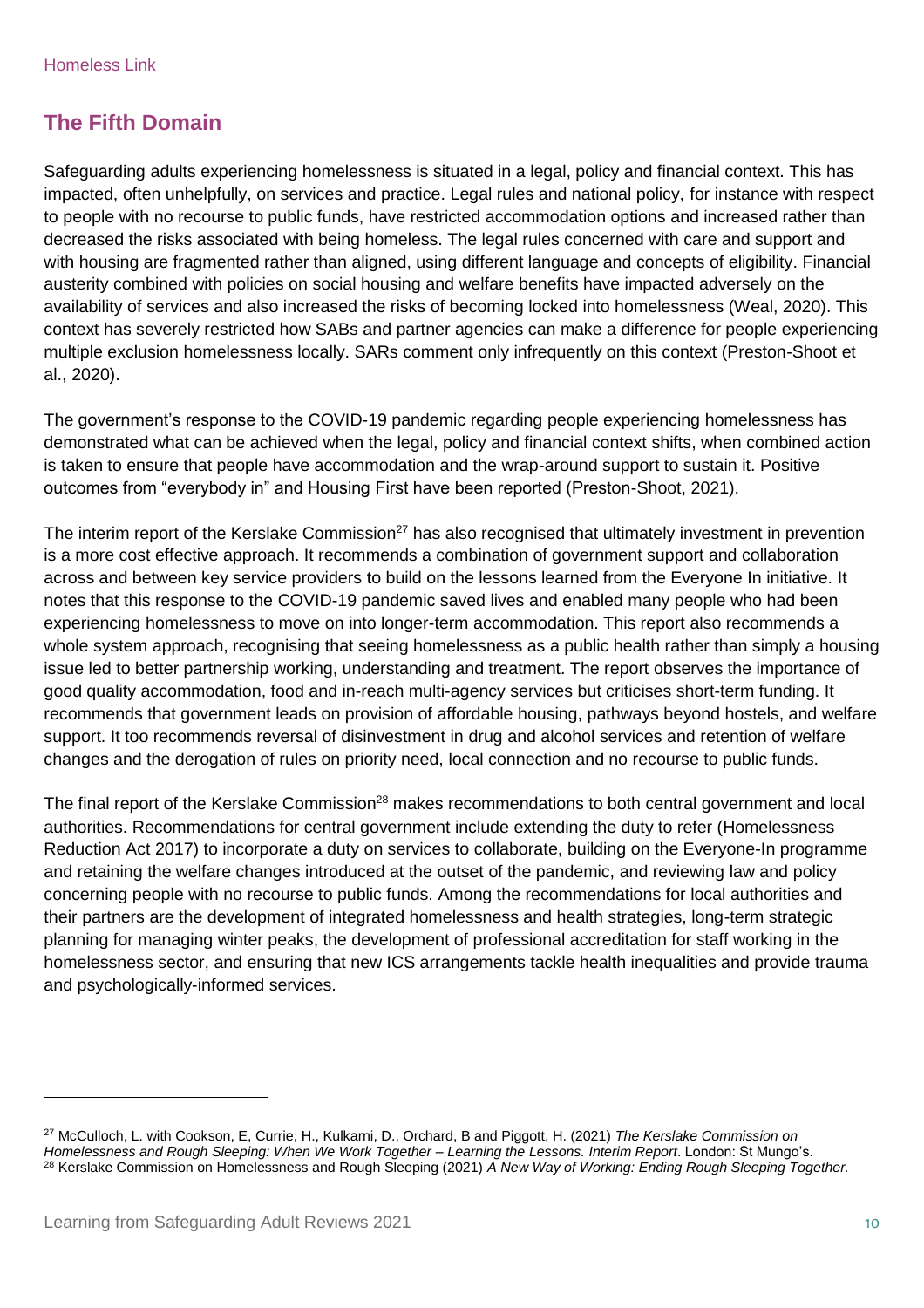## The Fifth Domain

Safeguarding adults experiencing homelessness is situated in a legal, policy and financial context. This has impacted, often unhelpfully, on services and practice. Legal rules and national policy, for instance with respect to people with no recourse to public funds, have restricted accommodation options and increased rather than decreased the risks associated with being homeless. The legal rules concerned with care and support and with housing are fragmented rather than aligned, using different language and concepts of eligibility. Financial austerity combined with policies on social housing and welfare benefits have impacted adversely on the availability of services and also increased the risks of becoming locked into homelessness (Weal, 2020). This context has severely restricted how SABs and partner agencies can make a difference for people experiencing multiple exclusion homelessness locally. SARs comment only infrequently on this context (Preston-Shoot et al., 2020).

The government's response to the COVID-19 pandemic regarding people experiencing homelessness has demonstrated what can be achieved when the legal, policy and financial context shifts, when combined action is taken to ensure that people have accommodation and the wrap-around support to sustain it. Positive outcomes from "everybody in" and Housing First have been reported (Preston-Shoot, 2021).

The interim report of the Kerslake Commission[27] has also recognised that ultimately investment in prevention is a more cost effective approach. It recommends a combination of government support and collaboration across and between key service providers to build on the lessons learned from the Everyone In initiative. It notes that this response to the COVID-19 pandemic saved lives and enabled many people who had been experiencing homelessness to move on into longer-term accommodation. This report also recommends a whole system approach, recognising that seeing homelessness as a public health rather than simply a housing issue led to better partnership working, understanding and treatment. The report observes the importance of good quality accommodation, food and in-reach multi-agency services but criticises short-term funding. It recommends that government leads on provision of affordable housing, pathways beyond hostels, and welfare support. It too recommends reversal of disinvestment in drug and alcohol services and retention of welfare changes and the derogation of rules on priority need, local connection and no recourse to public funds.

The final report of the Kerslake Commission[28] makes recommendations to both central government and local authorities. Recommendations for central government include extending the duty to refer (Homelessness Reduction Act 2017) to incorporate a duty on services to collaborate, building on the Everyone-In programme and retaining the welfare changes introduced at the outset of the pandemic, and reviewing law and policy concerning people with no recourse to public funds. Among the recommendations for local authorities and their partners are the development of integrated homelessness and health strategies, long-term strategic planning for managing winter peaks, the development of professional accreditation for staff working in the homelessness sector, and ensuring that new ICS arrangements tackle health inequalities and provide trauma and psychologically-informed services.

---

[27] McCulloch, L. with Cookson, E, Currie, H., Kulkarni, D., Orchard, B and Piggott, H. (2021) *The Kerslake Commission on Homelessness and Rough Sleeping: When We Work Together – Learning the Lessons. Interim Report*. London: St Mungo's.

[28] Kerslake Commission on Homelessness and Rough Sleeping (2021) *A New Way of Working: Ending Rough Sleeping Together.*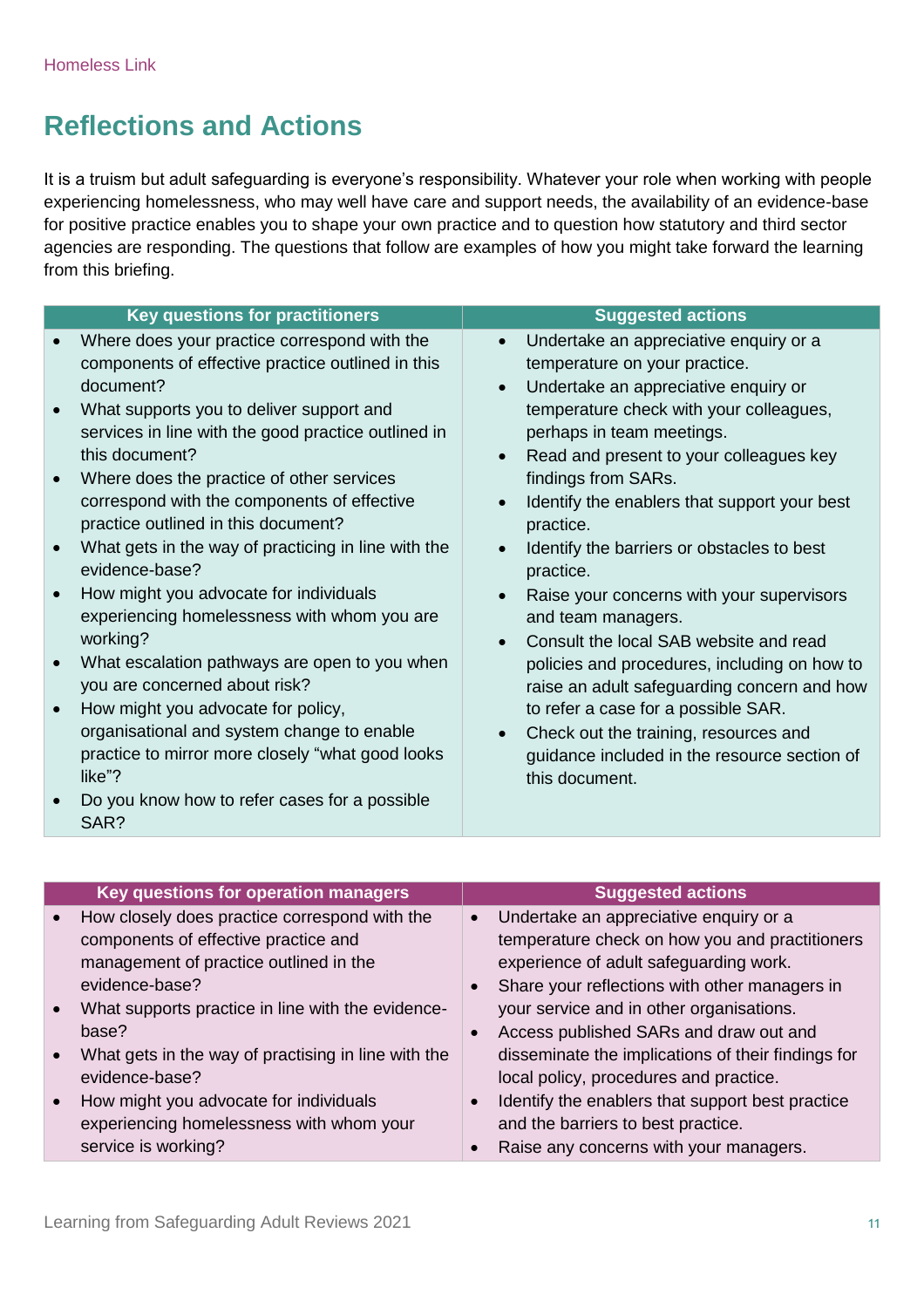## Reflections and Actions

It is a truism but adult safeguarding is everyone's responsibility. Whatever your role when working with people experiencing homelessness, who may well have care and support needs, the availability of an evidence-base for positive practice enables you to shape your own practice and to question how statutory and third sector agencies are responding. The questions that follow are examples of how you might take forward the learning from this briefing.

| Key questions for practitioners | Suggested actions |
|---|---|
| • Where does your practice correspond with the components of effective practice outlined in this document?<br>• What supports you to deliver support and services in line with the good practice outlined in this document?<br>• Where does the practice of other services correspond with the components of effective practice outlined in this document?<br>• What gets in the way of practicing in line with the evidence-base?<br>• How might you advocate for individuals experiencing homelessness with whom you are working?<br>• What escalation pathways are open to you when you are concerned about risk?<br>• How might you advocate for policy, organisational and system change to enable practice to mirror more closely "what good looks like"?<br>• Do you know how to refer cases for a possible SAR? | • Undertake an appreciative enquiry or a temperature on your practice.<br>• Undertake an appreciative enquiry or temperature check with your colleagues, perhaps in team meetings.<br>• Read and present to your colleagues key findings from SARs.<br>• Identify the enablers that support your best practice.<br>• Identify the barriers or obstacles to best practice.<br>• Raise your concerns with your supervisors and team managers.<br>• Consult the local SAB website and read policies and procedures, including on how to raise an adult safeguarding concern and how to refer a case for a possible SAR.<br>• Check out the training, resources and guidance included in the resource section of this document. |

| Key questions for operation managers | Suggested actions |
|---|---|
| • How closely does practice correspond with the components of effective practice and management of practice outlined in the evidence-base?<br>• What supports practice in line with the evidence-base?<br>• What gets in the way of practising in line with the evidence-base?<br>• How might you advocate for individuals experiencing homelessness with whom your service is working? | • Undertake an appreciative enquiry or a temperature check on how you and practitioners experience of adult safeguarding work.<br>• Share your reflections with other managers in your service and in other organisations.<br>• Access published SARs and draw out and disseminate the implications of their findings for local policy, procedures and practice.<br>• Identify the enablers that support best practice and the barriers to best practice.<br>• Raise any concerns with your managers. |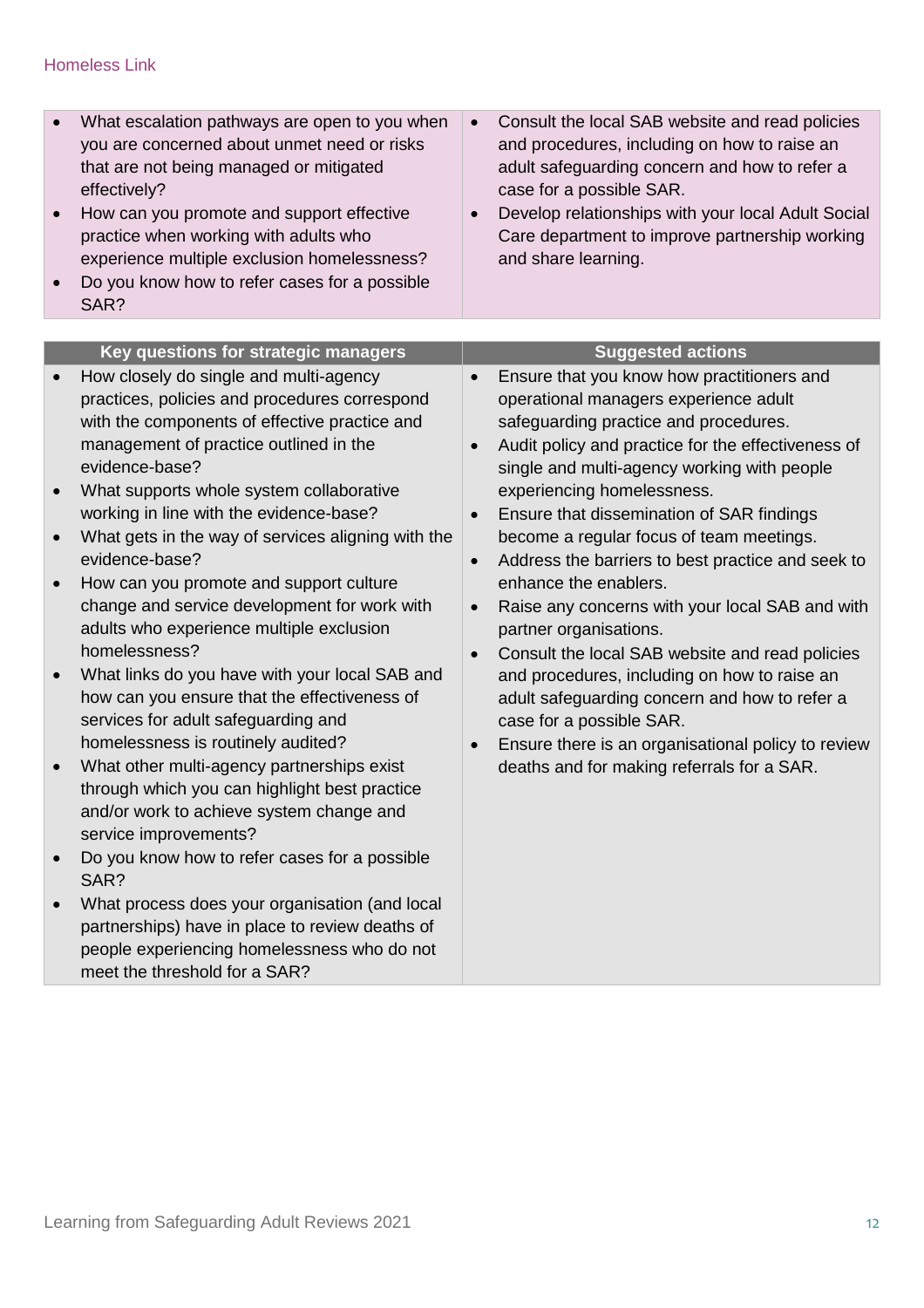| | |
|---|---|
| • What escalation pathways are open to you when you are concerned about unmet need or risks that are not being managed or mitigated effectively?<br>• How can you promote and support effective practice when working with adults who experience multiple exclusion homelessness?<br>• Do you know how to refer cases for a possible SAR? | • Consult the local SAB website and read policies and procedures, including on how to raise an adult safeguarding concern and how to refer a case for a possible SAR.<br>• Develop relationships with your local Adult Social Care department to improve partnership working and share learning. |

| Key questions for strategic managers | Suggested actions |
|---|---|
| • How closely do single and multi-agency practices, policies and procedures correspond with the components of effective practice and management of practice outlined in the evidence-base?<br>• What supports whole system collaborative working in line with the evidence-base?<br>• What gets in the way of services aligning with the evidence-base?<br>• How can you promote and support culture change and service development for work with adults who experience multiple exclusion homelessness?<br>• What links do you have with your local SAB and how can you ensure that the effectiveness of services for adult safeguarding and homelessness is routinely audited?<br>• What other multi-agency partnerships exist through which you can highlight best practice and/or work to achieve system change and service improvements?<br>• Do you know how to refer cases for a possible SAR?<br>• What process does your organisation (and local partnerships) have in place to review deaths of people experiencing homelessness who do not meet the threshold for a SAR? | • Ensure that you know how practitioners and operational managers experience adult safeguarding practice and procedures.<br>• Audit policy and practice for the effectiveness of single and multi-agency working with people experiencing homelessness.<br>• Ensure that dissemination of SAR findings become a regular focus of team meetings.<br>• Address the barriers to best practice and seek to enhance the enablers.<br>• Raise any concerns with your local SAB and with partner organisations.<br>• Consult the local SAB website and read policies and procedures, including on how to raise an adult safeguarding concern and how to refer a case for a possible SAR.<br>• Ensure there is an organisational policy to review deaths and for making referrals for a SAR. |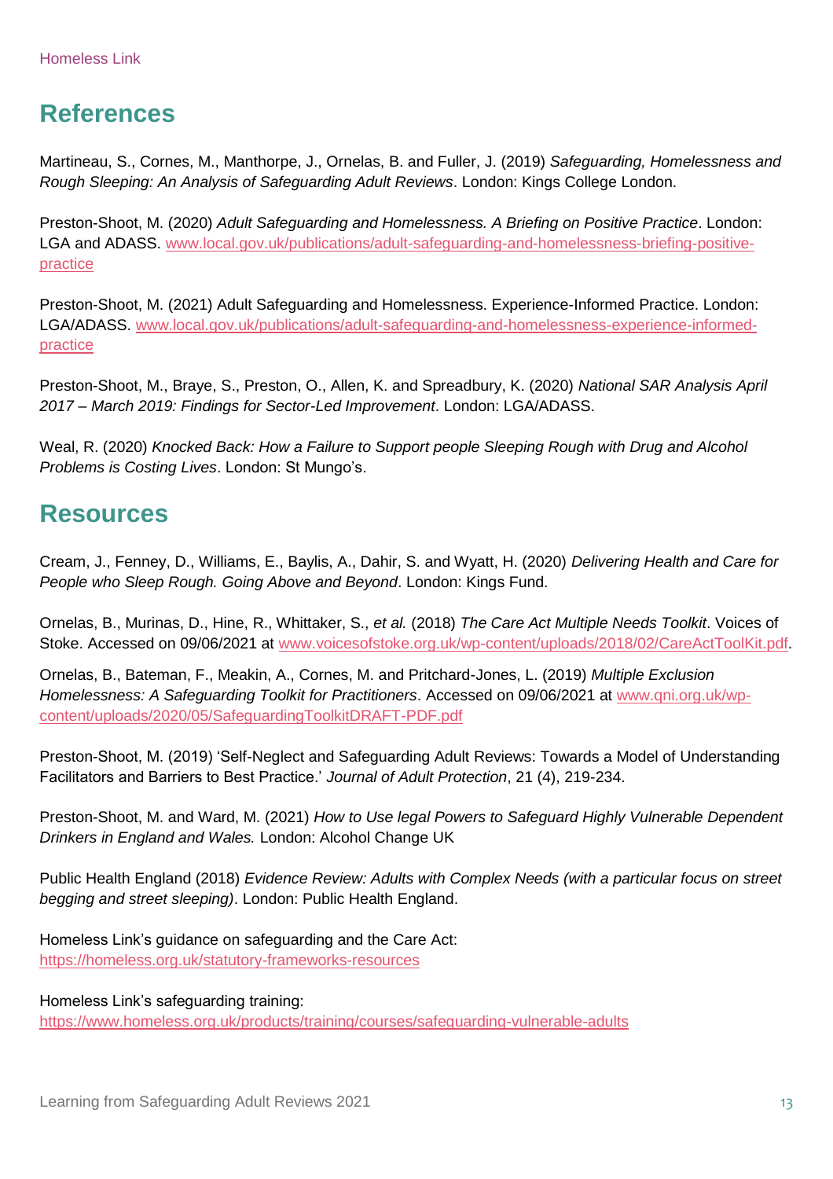## References

Martineau, S., Cornes, M., Manthorpe, J., Ornelas, B. and Fuller, J. (2019) *Safeguarding, Homelessness and Rough Sleeping: An Analysis of Safeguarding Adult Reviews*. London: Kings College London.

Preston-Shoot, M. (2020) *Adult Safeguarding and Homelessness. A Briefing on Positive Practice*. London: LGA and ADASS. www.local.gov.uk/publications/adult-safeguarding-and-homelessness-briefing-positive-practice

Preston-Shoot, M. (2021) Adult Safeguarding and Homelessness. Experience-Informed Practice. London: LGA/ADASS. www.local.gov.uk/publications/adult-safeguarding-and-homelessness-experience-informed-practice

Preston-Shoot, M., Braye, S., Preston, O., Allen, K. and Spreadbury, K. (2020) *National SAR Analysis April 2017 – March 2019: Findings for Sector-Led Improvement*. London: LGA/ADASS.

Weal, R. (2020) *Knocked Back: How a Failure to Support people Sleeping Rough with Drug and Alcohol Problems is Costing Lives*. London: St Mungo's.

## Resources

Cream, J., Fenney, D., Williams, E., Baylis, A., Dahir, S. and Wyatt, H. (2020) *Delivering Health and Care for People who Sleep Rough. Going Above and Beyond*. London: Kings Fund.

Ornelas, B., Murinas, D., Hine, R., Whittaker, S., *et al.* (2018) *The Care Act Multiple Needs Toolkit*. Voices of Stoke. Accessed on 09/06/2021 at www.voicesofstoke.org.uk/wp-content/uploads/2018/02/CareActToolKit.pdf.

Ornelas, B., Bateman, F., Meakin, A., Cornes, M. and Pritchard-Jones, L. (2019) *Multiple Exclusion Homelessness: A Safeguarding Toolkit for Practitioners*. Accessed on 09/06/2021 at www.qni.org.uk/wp-content/uploads/2020/05/SafeguardingToolkitDRAFT-PDF.pdf

Preston-Shoot, M. (2019) 'Self-Neglect and Safeguarding Adult Reviews: Towards a Model of Understanding Facilitators and Barriers to Best Practice.' *Journal of Adult Protection*, 21 (4), 219-234.

Preston-Shoot, M. and Ward, M. (2021) *How to Use legal Powers to Safeguard Highly Vulnerable Dependent Drinkers in England and Wales.* London: Alcohol Change UK

Public Health England (2018) *Evidence Review: Adults with Complex Needs (with a particular focus on street begging and street sleeping)*. London: Public Health England.

Homeless Link's guidance on safeguarding and the Care Act:
https://homeless.org.uk/statutory-frameworks-resources

Homeless Link's safeguarding training:
https://www.homeless.org.uk/products/training/courses/safeguarding-vulnerable-adults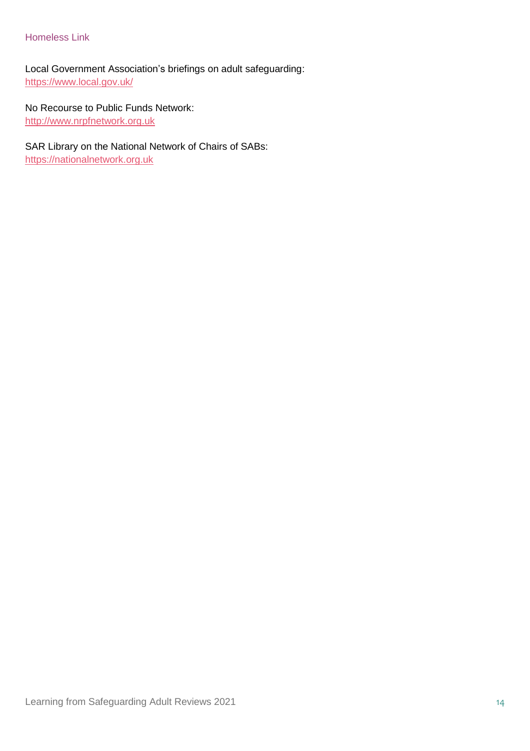Homeless Link

Local Government Association's briefings on adult safeguarding:
https://www.local.gov.uk/

No Recourse to Public Funds Network:
http://www.nrpfnetwork.org.uk

SAR Library on the National Network of Chairs of SABs:
https://nationalnetwork.org.uk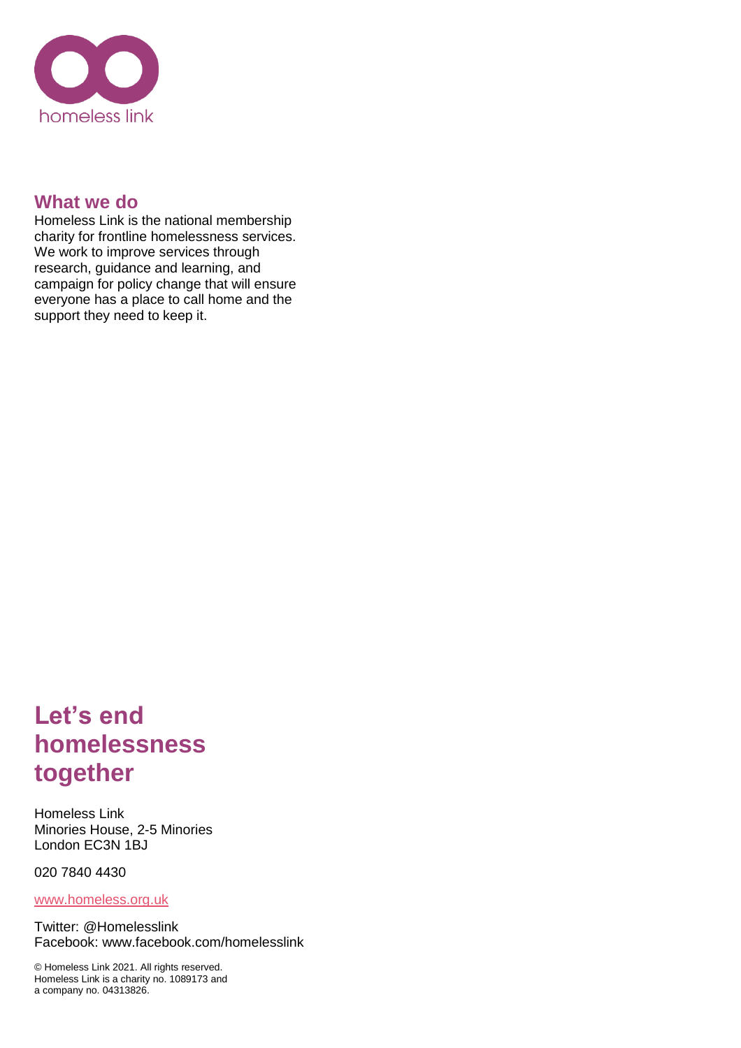homeless link

## What we do

Homeless Link is the national membership charity for frontline homelessness services. We work to improve services through research, guidance and learning, and campaign for policy change that will ensure everyone has a place to call home and the support they need to keep it.

# Let's end homelessness together

Homeless Link
Minories House, 2-5 Minories
London EC3N 1BJ

020 7840 4430

www.homeless.org.uk

Twitter: @Homelesslink
Facebook: www.facebook.com/homelesslink

© Homeless Link 2021. All rights reserved.
Homeless Link is a charity no. 1089173 and a company no. 04313826.